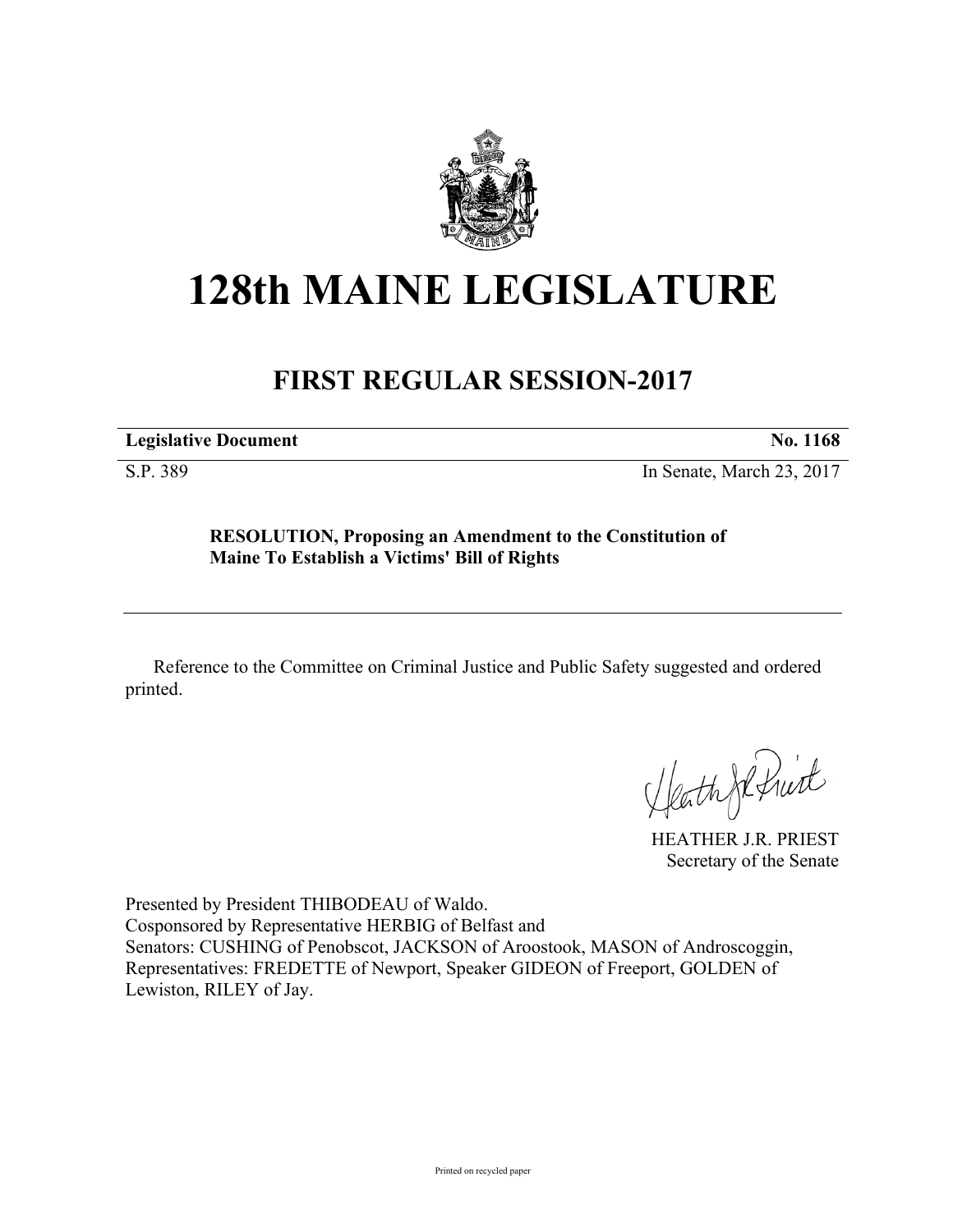# 128th MAINE LEGISLATURE

## FIRST REGULAR SESSION-2017

**Legislative Document** **No. 1168**

S.P. 389 In Senate, March 23, 2017

**RESOLUTION, Proposing an Amendment to the Constitution of Maine To Establish a Victims' Bill of Rights**

Reference to the Committee on Criminal Justice and Public Safety suggested and ordered printed.

HEATHER J.R. PRIEST
Secretary of the Senate

Presented by President THIBODEAU of Waldo.
Cosponsored by Representative HERBIG of Belfast and
Senators: CUSHING of Penobscot, JACKSON of Aroostook, MASON of Androscoggin, Representatives: FREDETTE of Newport, Speaker GIDEON of Freeport, GOLDEN of Lewiston, RILEY of Jay.

Printed on recycled paper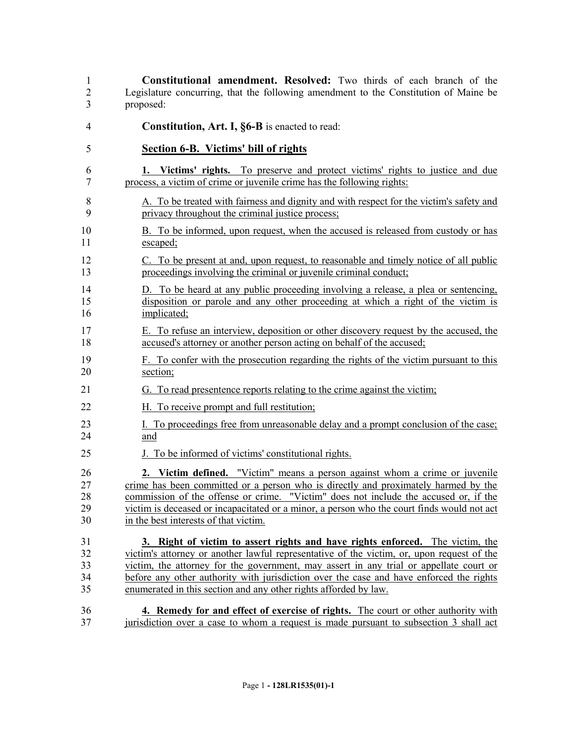**Constitutional amendment. Resolved:** Two thirds of each branch of the Legislature concurring, that the following amendment to the Constitution of Maine be proposed:

**Constitution, Art. I, §6-B** is enacted to read:

## Section 6-B. Victims' bill of rights

**1. Victims' rights.** To preserve and protect victims' rights to justice and due process, a victim of crime or juvenile crime has the following rights:

A. To be treated with fairness and dignity and with respect for the victim's safety and privacy throughout the criminal justice process;

B. To be informed, upon request, when the accused is released from custody or has escaped;

C. To be present at and, upon request, to reasonable and timely notice of all public proceedings involving the criminal or juvenile criminal conduct;

D. To be heard at any public proceeding involving a release, a plea or sentencing, disposition or parole and any other proceeding at which a right of the victim is implicated;

E. To refuse an interview, deposition or other discovery request by the accused, the accused's attorney or another person acting on behalf of the accused;

F. To confer with the prosecution regarding the rights of the victim pursuant to this section;

G. To read presentence reports relating to the crime against the victim;

H. To receive prompt and full restitution;

I. To proceedings free from unreasonable delay and a prompt conclusion of the case; and

J. To be informed of victims' constitutional rights.

**2. Victim defined.** "Victim" means a person against whom a crime or juvenile crime has been committed or a person who is directly and proximately harmed by the commission of the offense or crime. "Victim" does not include the accused or, if the victim is deceased or incapacitated or a minor, a person who the court finds would not act in the best interests of that victim.

**3. Right of victim to assert rights and have rights enforced.** The victim, the victim's attorney or another lawful representative of the victim, or, upon request of the victim, the attorney for the government, may assert in any trial or appellate court or before any other authority with jurisdiction over the case and have enforced the rights enumerated in this section and any other rights afforded by law.

**4. Remedy for and effect of exercise of rights.** The court or other authority with jurisdiction over a case to whom a request is made pursuant to subsection 3 shall act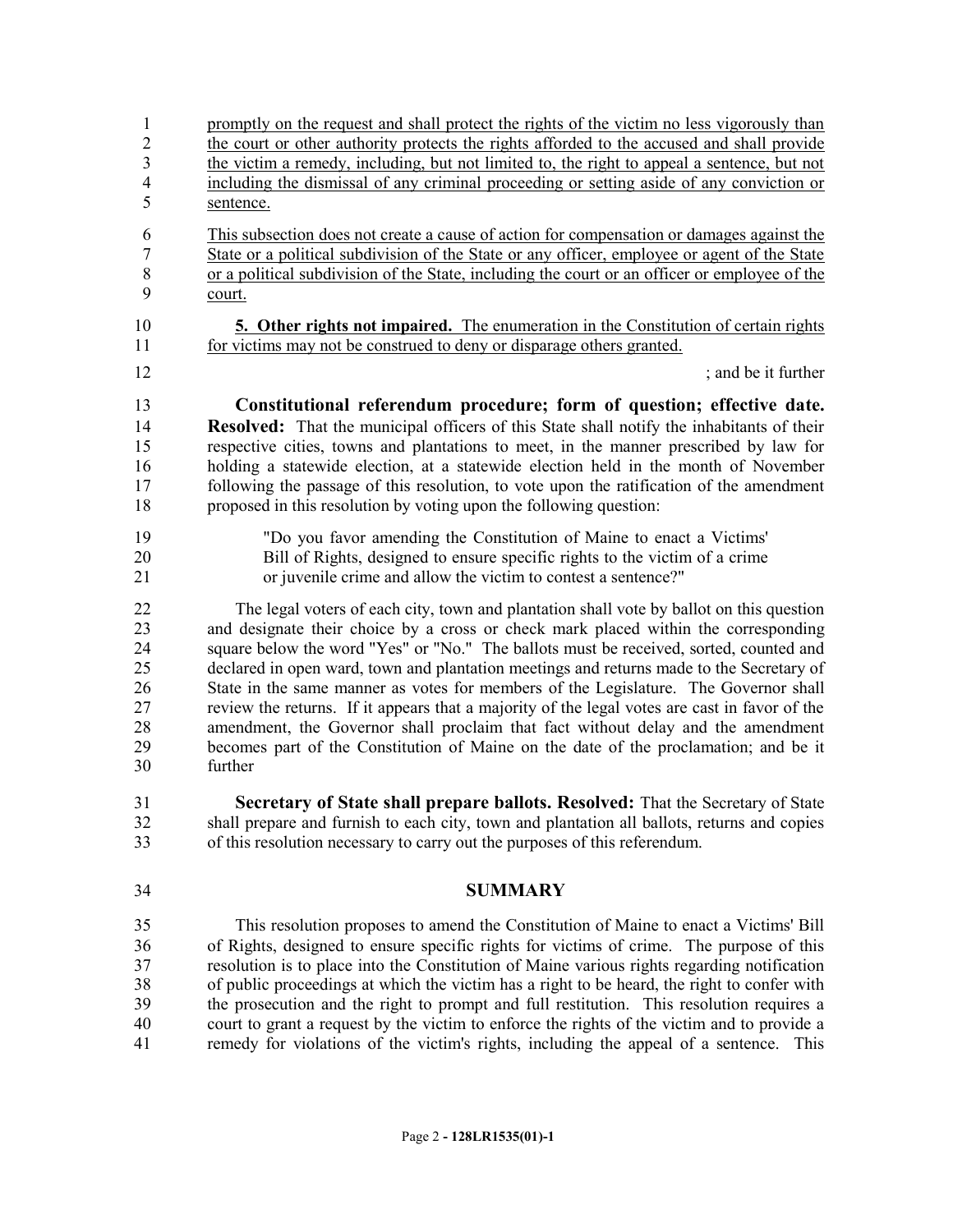promptly on the request and shall protect the rights of the victim no less vigorously than the court or other authority protects the rights afforded to the accused and shall provide the victim a remedy, including, but not limited to, the right to appeal a sentence, but not including the dismissal of any criminal proceeding or setting aside of any conviction or sentence.

This subsection does not create a cause of action for compensation or damages against the State or a political subdivision of the State or any officer, employee or agent of the State or a political subdivision of the State, including the court or an officer or employee of the court.

**5. Other rights not impaired.** The enumeration in the Constitution of certain rights for victims may not be construed to deny or disparage others granted.

; and be it further

**Constitutional referendum procedure; form of question; effective date. Resolved:** That the municipal officers of this State shall notify the inhabitants of their respective cities, towns and plantations to meet, in the manner prescribed by law for holding a statewide election, at a statewide election held in the month of November following the passage of this resolution, to vote upon the ratification of the amendment proposed in this resolution by voting upon the following question:

> "Do you favor amending the Constitution of Maine to enact a Victims' Bill of Rights, designed to ensure specific rights to the victim of a crime or juvenile crime and allow the victim to contest a sentence?"

The legal voters of each city, town and plantation shall vote by ballot on this question and designate their choice by a cross or check mark placed within the corresponding square below the word "Yes" or "No." The ballots must be received, sorted, counted and declared in open ward, town and plantation meetings and returns made to the Secretary of State in the same manner as votes for members of the Legislature. The Governor shall review the returns. If it appears that a majority of the legal votes are cast in favor of the amendment, the Governor shall proclaim that fact without delay and the amendment becomes part of the Constitution of Maine on the date of the proclamation; and be it further

**Secretary of State shall prepare ballots. Resolved:** That the Secretary of State shall prepare and furnish to each city, town and plantation all ballots, returns and copies of this resolution necessary to carry out the purposes of this referendum.

## SUMMARY

This resolution proposes to amend the Constitution of Maine to enact a Victims' Bill of Rights, designed to ensure specific rights for victims of crime. The purpose of this resolution is to place into the Constitution of Maine various rights regarding notification of public proceedings at which the victim has a right to be heard, the right to confer with the prosecution and the right to prompt and full restitution. This resolution requires a court to grant a request by the victim to enforce the rights of the victim and to provide a remedy for violations of the victim's rights, including the appeal of a sentence. This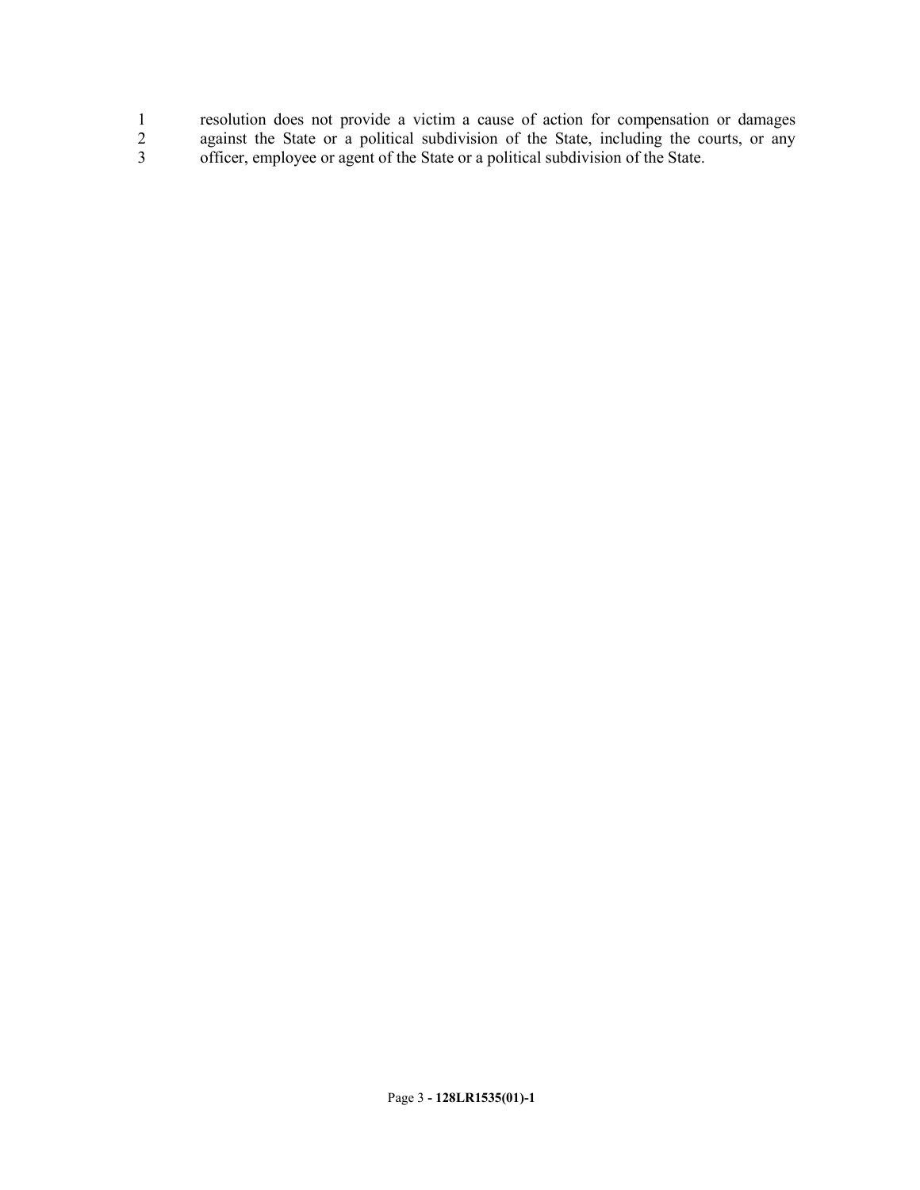resolution does not provide a victim a cause of action for compensation or damages against the State or a political subdivision of the State, including the courts, or any officer, employee or agent of the State or a political subdivision of the State.